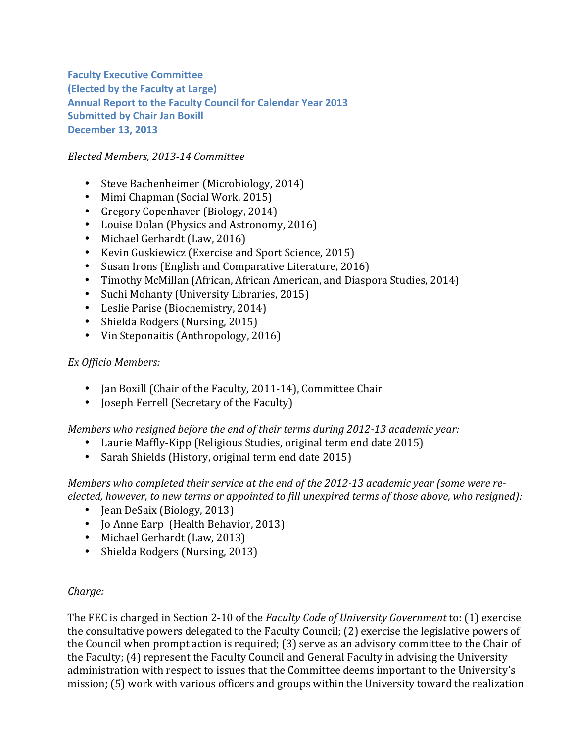**Faculty Executive Committee**
**(Elected by the Faculty at Large)**
**Annual Report to the Faculty Council for Calendar Year 2013**
**Submitted by Chair Jan Boxill**
**December 13, 2013**

*Elected Members, 2013-14 Committee*

- Steve Bachenheimer (Microbiology, 2014)
- Mimi Chapman (Social Work, 2015)
- Gregory Copenhaver (Biology, 2014)
- Louise Dolan (Physics and Astronomy, 2016)
- Michael Gerhardt (Law, 2016)
- Kevin Guskiewicz (Exercise and Sport Science, 2015)
- Susan Irons (English and Comparative Literature, 2016)
- Timothy McMillan (African, African American, and Diaspora Studies, 2014)
- Suchi Mohanty (University Libraries, 2015)
- Leslie Parise (Biochemistry, 2014)
- Shielda Rodgers (Nursing, 2015)
- Vin Steponaitis (Anthropology, 2016)

*Ex Officio Members:*

- Jan Boxill (Chair of the Faculty, 2011-14), Committee Chair
- Joseph Ferrell (Secretary of the Faculty)

*Members who resigned before the end of their terms during 2012-13 academic year:*

- Laurie Maffly-Kipp (Religious Studies, original term end date 2015)
- Sarah Shields (History, original term end date 2015)

*Members who completed their service at the end of the 2012-13 academic year (some were re-elected, however, to new terms or appointed to fill unexpired terms of those above, who resigned):*

- Jean DeSaix (Biology, 2013)
- Jo Anne Earp (Health Behavior, 2013)
- Michael Gerhardt (Law, 2013)
- Shielda Rodgers (Nursing, 2013)

*Charge:*

The FEC is charged in Section 2-10 of the *Faculty Code of University Government* to: (1) exercise the consultative powers delegated to the Faculty Council; (2) exercise the legislative powers of the Council when prompt action is required; (3) serve as an advisory committee to the Chair of the Faculty; (4) represent the Faculty Council and General Faculty in advising the University administration with respect to issues that the Committee deems important to the University's mission; (5) work with various officers and groups within the University toward the realization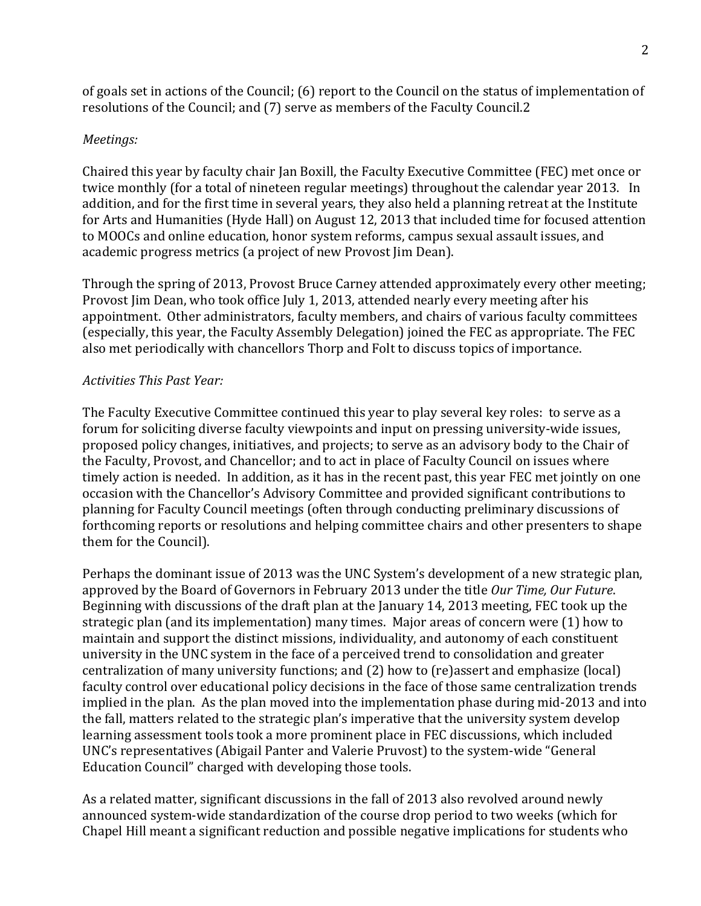of goals set in actions of the Council; (6) report to the Council on the status of implementation of resolutions of the Council; and (7) serve as members of the Faculty Council.2

*Meetings:*

Chaired this year by faculty chair Jan Boxill, the Faculty Executive Committee (FEC) met once or twice monthly (for a total of nineteen regular meetings) throughout the calendar year 2013. In addition, and for the first time in several years, they also held a planning retreat at the Institute for Arts and Humanities (Hyde Hall) on August 12, 2013 that included time for focused attention to MOOCs and online education, honor system reforms, campus sexual assault issues, and academic progress metrics (a project of new Provost Jim Dean).

Through the spring of 2013, Provost Bruce Carney attended approximately every other meeting; Provost Jim Dean, who took office July 1, 2013, attended nearly every meeting after his appointment. Other administrators, faculty members, and chairs of various faculty committees (especially, this year, the Faculty Assembly Delegation) joined the FEC as appropriate. The FEC also met periodically with chancellors Thorp and Folt to discuss topics of importance.

*Activities This Past Year:*

The Faculty Executive Committee continued this year to play several key roles: to serve as a forum for soliciting diverse faculty viewpoints and input on pressing university-wide issues, proposed policy changes, initiatives, and projects; to serve as an advisory body to the Chair of the Faculty, Provost, and Chancellor; and to act in place of Faculty Council on issues where timely action is needed. In addition, as it has in the recent past, this year FEC met jointly on one occasion with the Chancellor's Advisory Committee and provided significant contributions to planning for Faculty Council meetings (often through conducting preliminary discussions of forthcoming reports or resolutions and helping committee chairs and other presenters to shape them for the Council).

Perhaps the dominant issue of 2013 was the UNC System's development of a new strategic plan, approved by the Board of Governors in February 2013 under the title *Our Time, Our Future*. Beginning with discussions of the draft plan at the January 14, 2013 meeting, FEC took up the strategic plan (and its implementation) many times. Major areas of concern were (1) how to maintain and support the distinct missions, individuality, and autonomy of each constituent university in the UNC system in the face of a perceived trend to consolidation and greater centralization of many university functions; and (2) how to (re)assert and emphasize (local) faculty control over educational policy decisions in the face of those same centralization trends implied in the plan. As the plan moved into the implementation phase during mid-2013 and into the fall, matters related to the strategic plan's imperative that the university system develop learning assessment tools took a more prominent place in FEC discussions, which included UNC's representatives (Abigail Panter and Valerie Pruvost) to the system-wide "General Education Council" charged with developing those tools.

As a related matter, significant discussions in the fall of 2013 also revolved around newly announced system-wide standardization of the course drop period to two weeks (which for Chapel Hill meant a significant reduction and possible negative implications for students who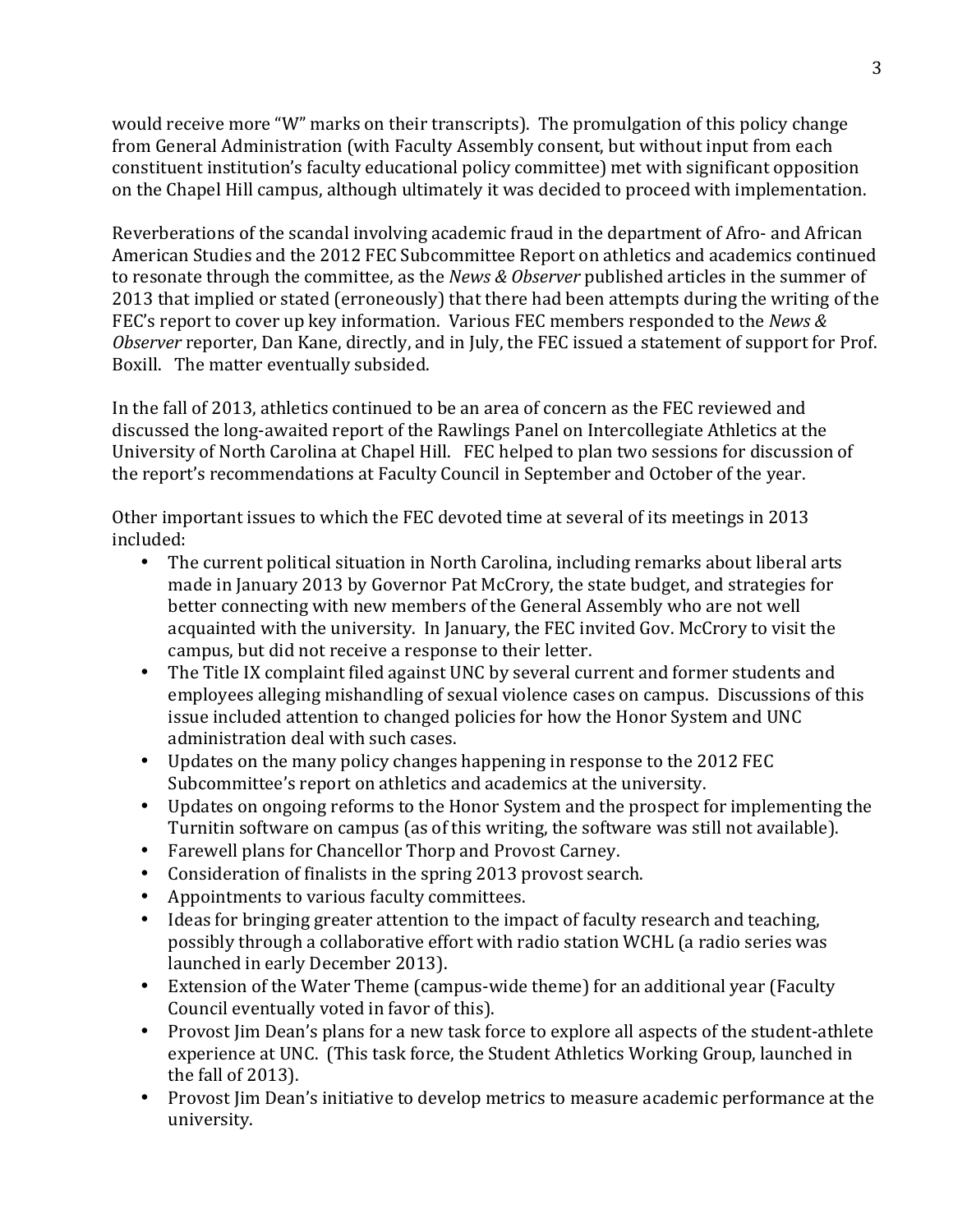would receive more "W" marks on their transcripts). The promulgation of this policy change from General Administration (with Faculty Assembly consent, but without input from each constituent institution's faculty educational policy committee) met with significant opposition on the Chapel Hill campus, although ultimately it was decided to proceed with implementation.

Reverberations of the scandal involving academic fraud in the department of Afro- and African American Studies and the 2012 FEC Subcommittee Report on athletics and academics continued to resonate through the committee, as the *News & Observer* published articles in the summer of 2013 that implied or stated (erroneously) that there had been attempts during the writing of the FEC's report to cover up key information. Various FEC members responded to the *News & Observer* reporter, Dan Kane, directly, and in July, the FEC issued a statement of support for Prof. Boxill. The matter eventually subsided.

In the fall of 2013, athletics continued to be an area of concern as the FEC reviewed and discussed the long-awaited report of the Rawlings Panel on Intercollegiate Athletics at the University of North Carolina at Chapel Hill. FEC helped to plan two sessions for discussion of the report's recommendations at Faculty Council in September and October of the year.

Other important issues to which the FEC devoted time at several of its meetings in 2013 included:

- The current political situation in North Carolina, including remarks about liberal arts made in January 2013 by Governor Pat McCrory, the state budget, and strategies for better connecting with new members of the General Assembly who are not well acquainted with the university. In January, the FEC invited Gov. McCrory to visit the campus, but did not receive a response to their letter.
- The Title IX complaint filed against UNC by several current and former students and employees alleging mishandling of sexual violence cases on campus. Discussions of this issue included attention to changed policies for how the Honor System and UNC administration deal with such cases.
- Updates on the many policy changes happening in response to the 2012 FEC Subcommittee's report on athletics and academics at the university.
- Updates on ongoing reforms to the Honor System and the prospect for implementing the Turnitin software on campus (as of this writing, the software was still not available).
- Farewell plans for Chancellor Thorp and Provost Carney.
- Consideration of finalists in the spring 2013 provost search.
- Appointments to various faculty committees.
- Ideas for bringing greater attention to the impact of faculty research and teaching, possibly through a collaborative effort with radio station WCHL (a radio series was launched in early December 2013).
- Extension of the Water Theme (campus-wide theme) for an additional year (Faculty Council eventually voted in favor of this).
- Provost Jim Dean's plans for a new task force to explore all aspects of the student-athlete experience at UNC. (This task force, the Student Athletics Working Group, launched in the fall of 2013).
- Provost Jim Dean's initiative to develop metrics to measure academic performance at the university.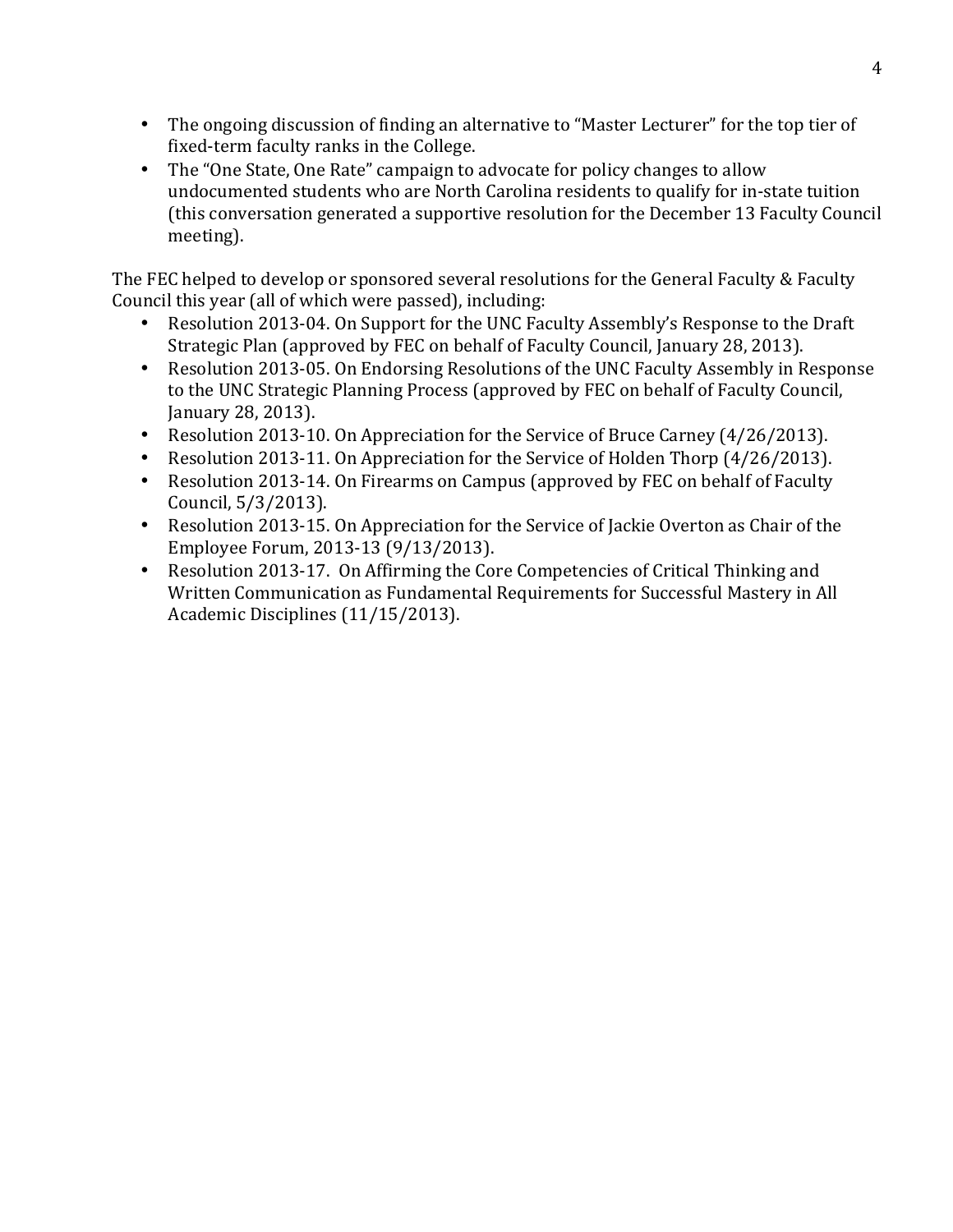- The ongoing discussion of finding an alternative to "Master Lecturer" for the top tier of fixed-term faculty ranks in the College.
- The "One State, One Rate" campaign to advocate for policy changes to allow undocumented students who are North Carolina residents to qualify for in-state tuition (this conversation generated a supportive resolution for the December 13 Faculty Council meeting).

The FEC helped to develop or sponsored several resolutions for the General Faculty & Faculty Council this year (all of which were passed), including:

- Resolution 2013-04. On Support for the UNC Faculty Assembly's Response to the Draft Strategic Plan (approved by FEC on behalf of Faculty Council, January 28, 2013).
- Resolution 2013-05. On Endorsing Resolutions of the UNC Faculty Assembly in Response to the UNC Strategic Planning Process (approved by FEC on behalf of Faculty Council, January 28, 2013).
- Resolution 2013-10. On Appreciation for the Service of Bruce Carney (4/26/2013).
- Resolution 2013-11. On Appreciation for the Service of Holden Thorp (4/26/2013).
- Resolution 2013-14. On Firearms on Campus (approved by FEC on behalf of Faculty Council, 5/3/2013).
- Resolution 2013-15. On Appreciation for the Service of Jackie Overton as Chair of the Employee Forum, 2013-13 (9/13/2013).
- Resolution 2013-17. On Affirming the Core Competencies of Critical Thinking and Written Communication as Fundamental Requirements for Successful Mastery in All Academic Disciplines (11/15/2013).